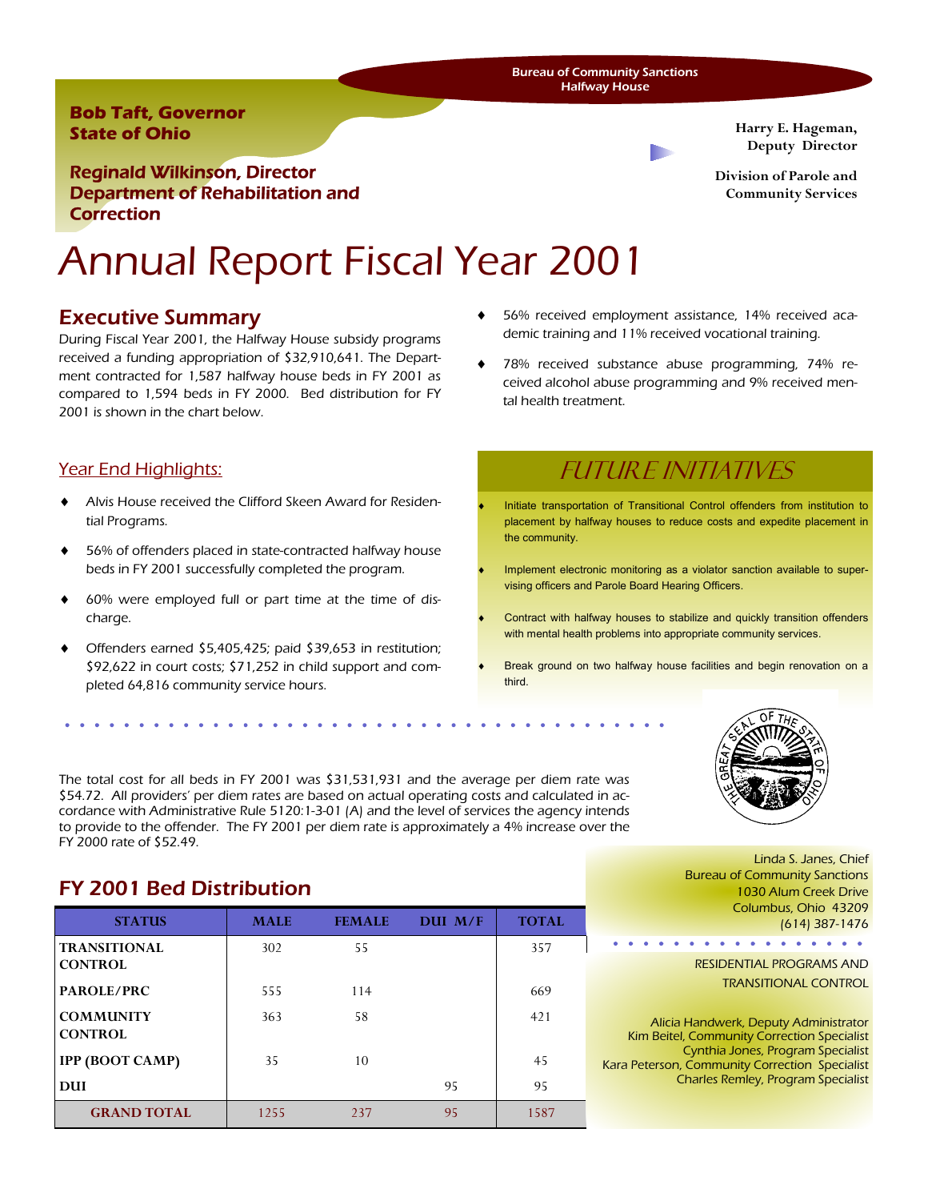Bureau of Community Sanctions
Halfway House

**Bob Taft, Governor**
**State of Ohio**

**Reginald Wilkinson, Director**
**Department of Rehabilitation and Correction**

**Harry E. Hageman, Deputy Director**

**Division of Parole and Community Services**

# Annual Report Fiscal Year 2001

## Executive Summary

During Fiscal Year 2001, the Halfway House subsidy programs received a funding appropriation of $32,910,641. The Department contracted for 1,587 halfway house beds in FY 2001 as compared to 1,594 beds in FY 2000. Bed distribution for FY 2001 is shown in the chart below.

### Year End Highlights:

- Alvis House received the Clifford Skeen Award for Residential Programs.
- 56% of offenders placed in state-contracted halfway house beds in FY 2001 successfully completed the program.
- 60% were employed full or part time at the time of discharge.
- Offenders earned $5,405,425; paid $39,653 in restitution; $92,622 in court costs; $71,252 in child support and completed 64,816 community service hours.
- 56% received employment assistance, 14% received academic training and 11% received vocational training.
- 78% received substance abuse programming, 74% received alcohol abuse programming and 9% received mental health treatment.

## FUTURE INITIATIVES

- Initiate transportation of Transitional Control offenders from institution to placement by halfway houses to reduce costs and expedite placement in the community.
- Implement electronic monitoring as a violator sanction available to supervising officers and Parole Board Hearing Officers.
- Contract with halfway houses to stabilize and quickly transition offenders with mental health problems into appropriate community services.
- Break ground on two halfway house facilities and begin renovation on a third.

The total cost for all beds in FY 2001 was $31,531,931 and the average per diem rate was $54.72. All providers' per diem rates are based on actual operating costs and calculated in accordance with Administrative Rule 5120:1-3-01 (A) and the level of services the agency intends to provide to the offender. The FY 2001 per diem rate is approximately a 4% increase over the FY 2000 rate of $52.49.

## FY 2001 Bed Distribution

| STATUS | MALE | FEMALE | DUI M/F | TOTAL |
|---|---|---|---|---|
| TRANSITIONAL CONTROL | 302 | 55 | | 357 |
| PAROLE/PRC | 555 | 114 | | 669 |
| COMMUNITY CONTROL | 363 | 58 | | 421 |
| IPP (BOOT CAMP) | 35 | 10 | | 45 |
| DUI | | | 95 | 95 |
| GRAND TOTAL | 1255 | 237 | 95 | 1587 |

Linda S. Janes, Chief
Bureau of Community Sanctions
1030 Alum Creek Drive
Columbus, Ohio 43209
(614) 387-1476

RESIDENTIAL PROGRAMS AND TRANSITIONAL CONTROL

Alicia Handwerk, Deputy Administrator
Kim Beitel, Community Correction Specialist
Cynthia Jones, Program Specialist
Kara Peterson, Community Correction Specialist
Charles Remley, Program Specialist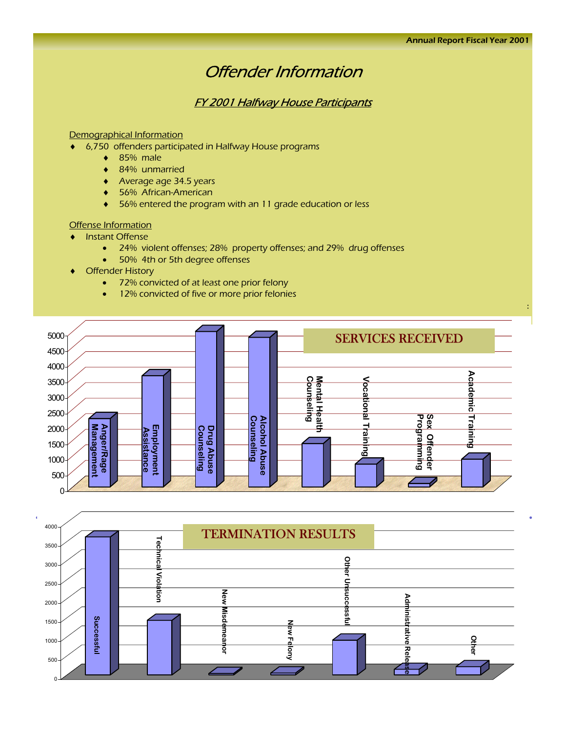# Offender Information

## FY 2001 Halfway House Participants

Demographical Information

- 6,750 offenders participated in Halfway House programs
  - 85% male
  - 84% unmarried
  - Average age 34.5 years
  - 56% African-American
  - 56% entered the program with an 11 grade education or less

Offense Information

- Instant Offense
  - 24% violent offenses; 28% property offenses; and 29% drug offenses
  - 50% 4th or 5th degree offenses
- Offender History
  - 72% convicted of at least one prior felony
  - 12% convicted of five or more prior felonies

SERVICES RECEIVED

0
500
1000
1500
2000
2500
3000
3500
4000
4500
5000

Anger/Rage Management
Employment Assistance
Drug Abuse Counseling
Alcohol Abuse Counseling
Mental Health Counseling
Vocational Training
Sex Offender Programming
Academic Training

TERMINATION RESULTS

0
500
1000
1500
2000
2500
3000
3500
4000

Successful
Technical Violation
New Misdemeanor
New Felony
Other Unsuccessful
Administrative Release
Other